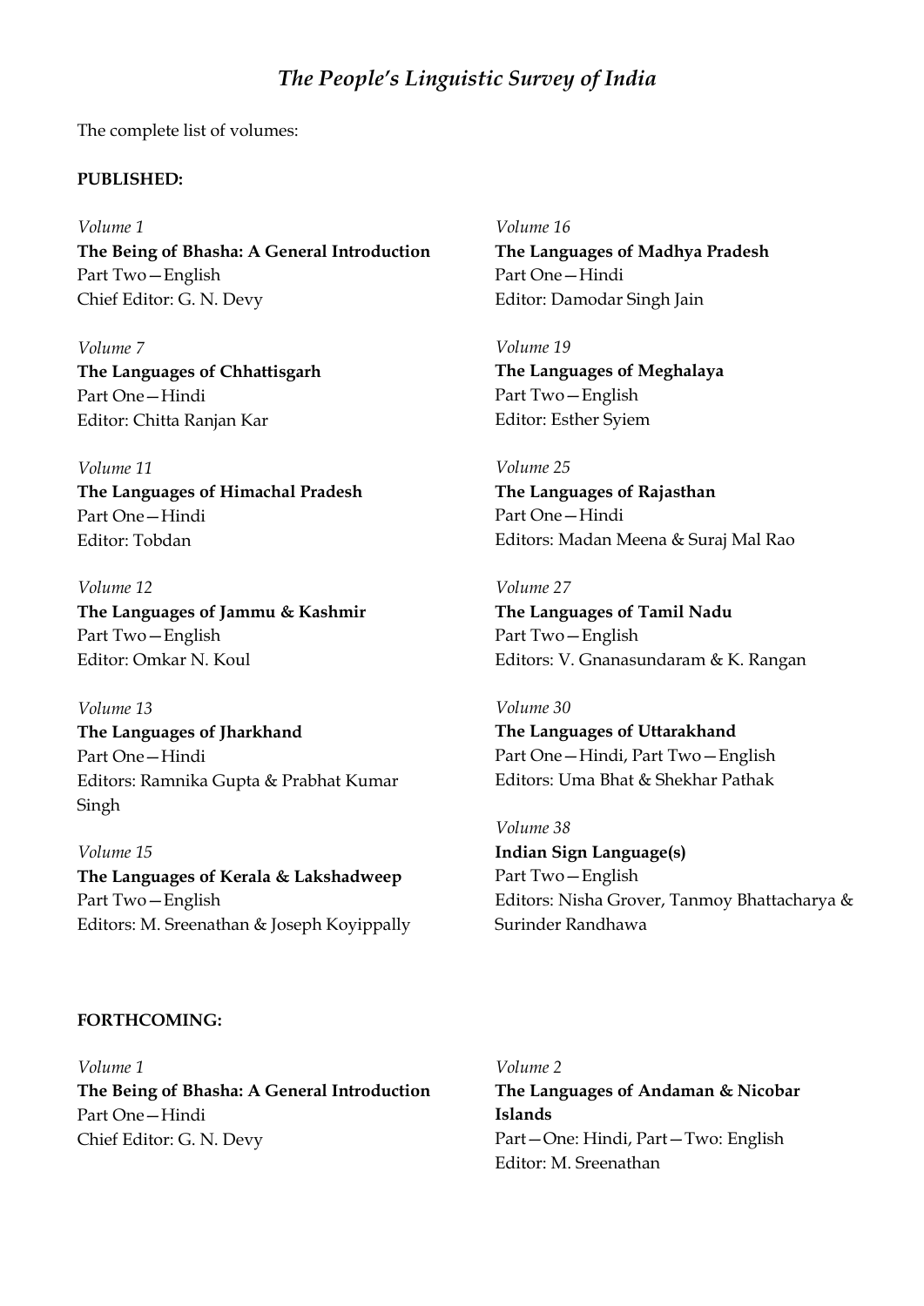# *The People's Linguistic Survey of India*

The complete list of volumes:

**PUBLISHED:**

*Volume 1*
**The Being of Bhasha: A General Introduction**
Part Two—English
Chief Editor: G. N. Devy

*Volume 7*
**The Languages of Chhattisgarh**
Part One—Hindi
Editor: Chitta Ranjan Kar

*Volume 11*
**The Languages of Himachal Pradesh**
Part One—Hindi
Editor: Tobdan

*Volume 12*
**The Languages of Jammu & Kashmir**
Part Two—English
Editor: Omkar N. Koul

*Volume 13*
**The Languages of Jharkhand**
Part One—Hindi
Editors: Ramnika Gupta & Prabhat Kumar Singh

*Volume 15*
**The Languages of Kerala & Lakshadweep**
Part Two—English
Editors: M. Sreenathan & Joseph Koyippally

*Volume 16*
**The Languages of Madhya Pradesh**
Part One—Hindi
Editor: Damodar Singh Jain

*Volume 19*
**The Languages of Meghalaya**
Part Two—English
Editor: Esther Syiem

*Volume 25*
**The Languages of Rajasthan**
Part One—Hindi
Editors: Madan Meena & Suraj Mal Rao

*Volume 27*
**The Languages of Tamil Nadu**
Part Two—English
Editors: V. Gnanasundaram & K. Rangan

*Volume 30*
**The Languages of Uttarakhand**
Part One—Hindi, Part Two—English
Editors: Uma Bhat & Shekhar Pathak

*Volume 38*
**Indian Sign Language(s)**
Part Two—English
Editors: Nisha Grover, Tanmoy Bhattacharya & Surinder Randhawa

**FORTHCOMING:**

*Volume 1*
**The Being of Bhasha: A General Introduction**
Part One—Hindi
Chief Editor: G. N. Devy

*Volume 2*
**The Languages of Andaman & Nicobar Islands**
Part—One: Hindi, Part—Two: English
Editor: M. Sreenathan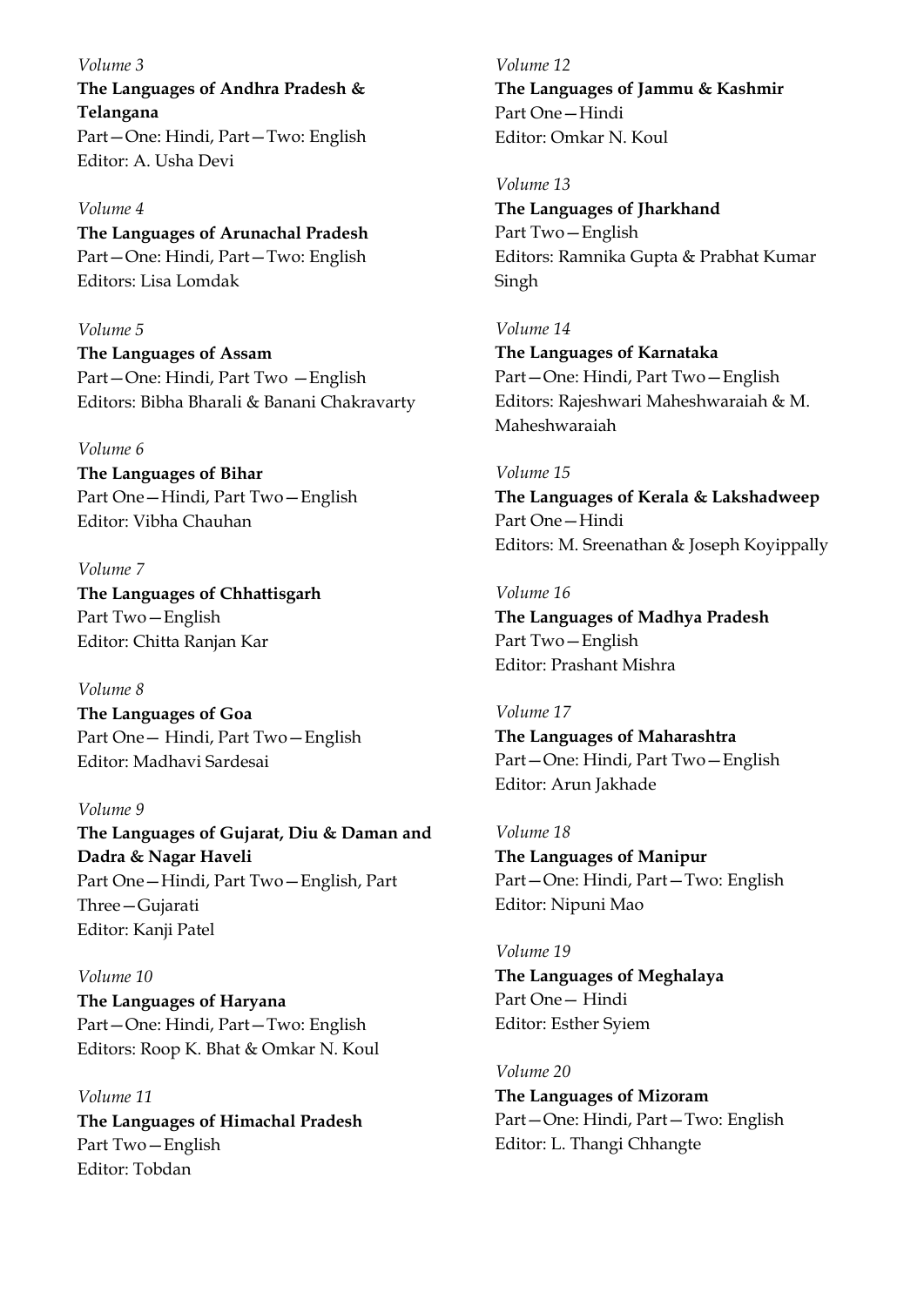*Volume 3*
**The Languages of Andhra Pradesh & Telangana**
Part—One: Hindi, Part—Two: English
Editor: A. Usha Devi

*Volume 4*
**The Languages of Arunachal Pradesh**
Part—One: Hindi, Part—Two: English
Editors: Lisa Lomdak

*Volume 5*
**The Languages of Assam**
Part—One: Hindi, Part Two —English
Editors: Bibha Bharali & Banani Chakravarty

*Volume 6*
**The Languages of Bihar**
Part One—Hindi, Part Two—English
Editor: Vibha Chauhan

*Volume 7*
**The Languages of Chhattisgarh**
Part Two—English
Editor: Chitta Ranjan Kar

*Volume 8*
**The Languages of Goa**
Part One— Hindi, Part Two—English
Editor: Madhavi Sardesai

*Volume 9*
**The Languages of Gujarat, Diu & Daman and Dadra & Nagar Haveli**
Part One—Hindi, Part Two—English, Part Three—Gujarati
Editor: Kanji Patel

*Volume 10*
**The Languages of Haryana**
Part—One: Hindi, Part—Two: English
Editors: Roop K. Bhat & Omkar N. Koul

*Volume 11*
**The Languages of Himachal Pradesh**
Part Two—English
Editor: Tobdan

*Volume 12*
**The Languages of Jammu & Kashmir**
Part One—Hindi
Editor: Omkar N. Koul

*Volume 13*
**The Languages of Jharkhand**
Part Two—English
Editors: Ramnika Gupta & Prabhat Kumar Singh

*Volume 14*
**The Languages of Karnataka**
Part—One: Hindi, Part Two—English
Editors: Rajeshwari Maheshwaraiah & M. Maheshwaraiah

*Volume 15*
**The Languages of Kerala & Lakshadweep**
Part One—Hindi
Editors: M. Sreenathan & Joseph Koyippally

*Volume 16*
**The Languages of Madhya Pradesh**
Part Two—English
Editor: Prashant Mishra

*Volume 17*
**The Languages of Maharashtra**
Part—One: Hindi, Part Two—English
Editor: Arun Jakhade

*Volume 18*
**The Languages of Manipur**
Part—One: Hindi, Part—Two: English
Editor: Nipuni Mao

*Volume 19*
**The Languages of Meghalaya**
Part One— Hindi
Editor: Esther Syiem

*Volume 20*
**The Languages of Mizoram**
Part—One: Hindi, Part—Two: English
Editor: L. Thangi Chhangte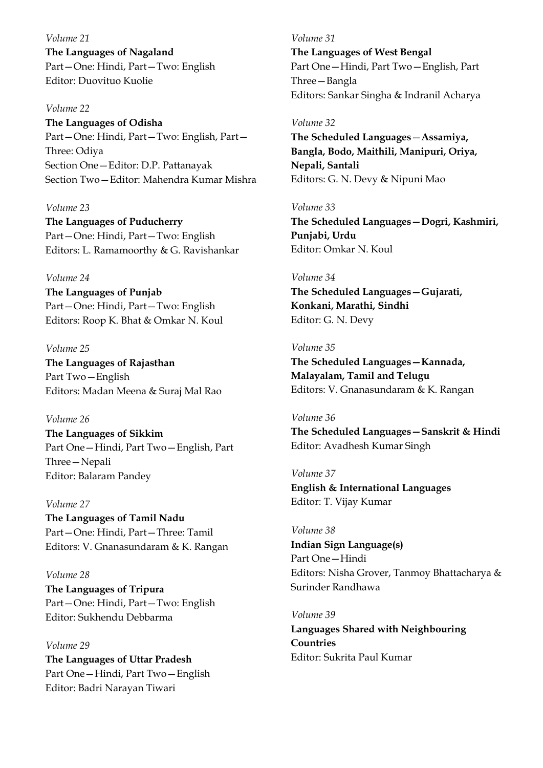*Volume 21*
**The Languages of Nagaland**
Part—One: Hindi, Part—Two: English
Editor: Duovituo Kuolie

*Volume 22*
**The Languages of Odisha**
Part—One: Hindi, Part—Two: English, Part—Three: Odiya
Section One—Editor: D.P. Pattanayak
Section Two—Editor: Mahendra Kumar Mishra

*Volume 23*
**The Languages of Puducherry**
Part—One: Hindi, Part—Two: English
Editors: L. Ramamoorthy & G. Ravishankar

*Volume 24*
**The Languages of Punjab**
Part—One: Hindi, Part—Two: English
Editors: Roop K. Bhat & Omkar N. Koul

*Volume 25*
**The Languages of Rajasthan**
Part Two—English
Editors: Madan Meena & Suraj Mal Rao

*Volume 26*
**The Languages of Sikkim**
Part One—Hindi, Part Two—English, Part Three—Nepali
Editor: Balaram Pandey

*Volume 27*
**The Languages of Tamil Nadu**
Part—One: Hindi, Part—Three: Tamil
Editors: V. Gnanasundaram & K. Rangan

*Volume 28*
**The Languages of Tripura**
Part—One: Hindi, Part—Two: English
Editor: Sukhendu Debbarma

*Volume 29*
**The Languages of Uttar Pradesh**
Part One—Hindi, Part Two—English
Editor: Badri Narayan Tiwari

*Volume 31*
**The Languages of West Bengal**
Part One—Hindi, Part Two—English, Part Three—Bangla
Editors: Sankar Singha & Indranil Acharya

*Volume 32*
**The Scheduled Languages—Assamiya, Bangla, Bodo, Maithili, Manipuri, Oriya, Nepali, Santali**
Editors: G. N. Devy & Nipuni Mao

*Volume 33*
**The Scheduled Languages—Dogri, Kashmiri, Punjabi, Urdu**
Editor: Omkar N. Koul

*Volume 34*
**The Scheduled Languages—Gujarati, Konkani, Marathi, Sindhi**
Editor: G. N. Devy

*Volume 35*
**The Scheduled Languages—Kannada, Malayalam, Tamil and Telugu**
Editors: V. Gnanasundaram & K. Rangan

*Volume 36*
**The Scheduled Languages—Sanskrit & Hindi**
Editor: Avadhesh Kumar Singh

*Volume 37*
**English & International Languages**
Editor: T. Vijay Kumar

*Volume 38*
**Indian Sign Language(s)**
Part One—Hindi
Editors: Nisha Grover, Tanmoy Bhattacharya & Surinder Randhawa

*Volume 39*
**Languages Shared with Neighbouring Countries**
Editor: Sukrita Paul Kumar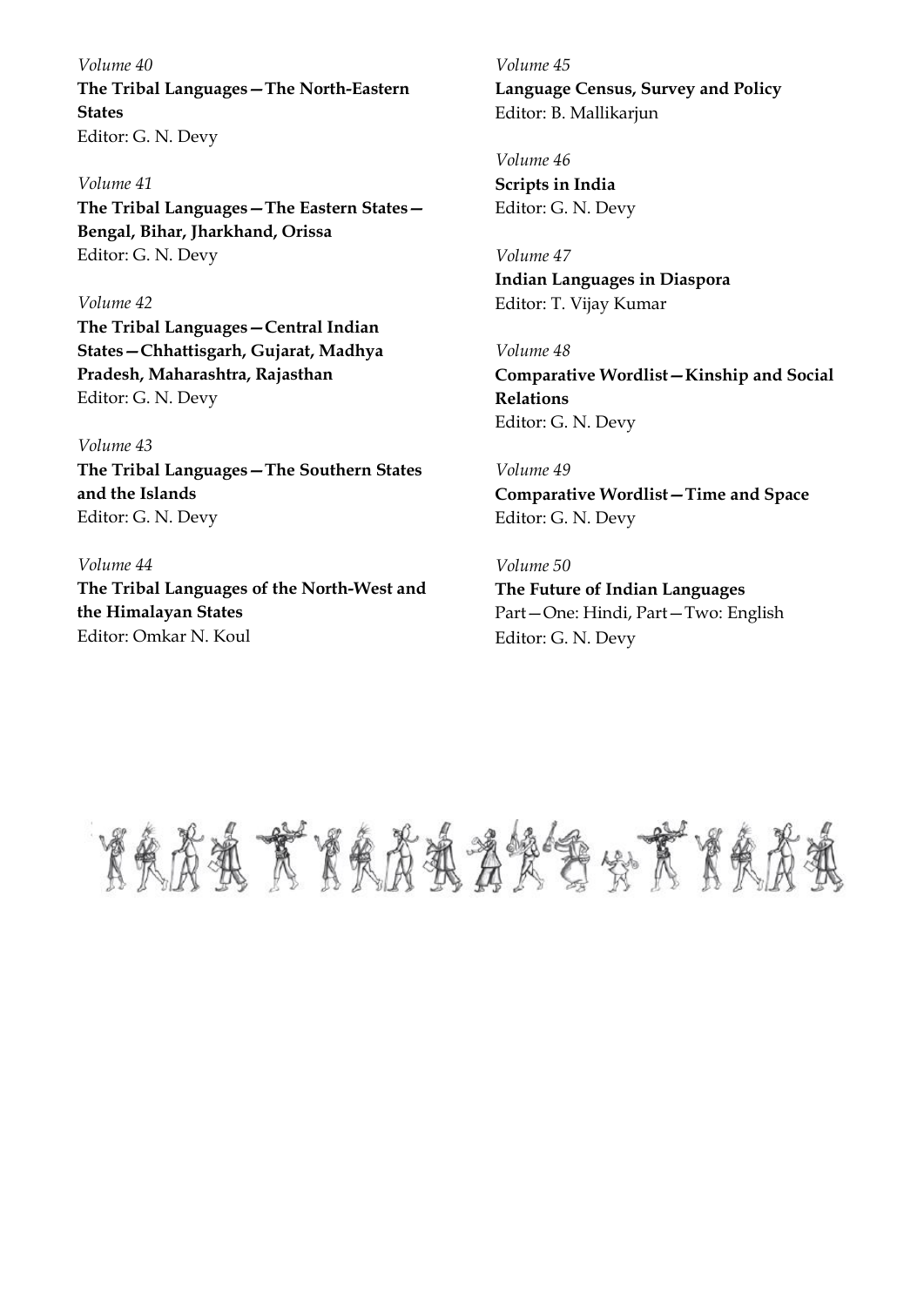*Volume 40*
**The Tribal Languages—The North-Eastern States**
Editor: G. N. Devy

*Volume 41*
**The Tribal Languages—The Eastern States—Bengal, Bihar, Jharkhand, Orissa**
Editor: G. N. Devy

*Volume 42*
**The Tribal Languages—Central Indian States—Chhattisgarh, Gujarat, Madhya Pradesh, Maharashtra, Rajasthan**
Editor: G. N. Devy

*Volume 43*
**The Tribal Languages—The Southern States and the Islands**
Editor: G. N. Devy

*Volume 44*
**The Tribal Languages of the North-West and the Himalayan States**
Editor: Omkar N. Koul

*Volume 45*
**Language Census, Survey and Policy**
Editor: B. Mallikarjun

*Volume 46*
**Scripts in India**
Editor: G. N. Devy

*Volume 47*
**Indian Languages in Diaspora**
Editor: T. Vijay Kumar

*Volume 48*
**Comparative Wordlist—Kinship and Social Relations**
Editor: G. N. Devy

*Volume 49*
**Comparative Wordlist—Time and Space**
Editor: G. N. Devy

*Volume 50*
**The Future of Indian Languages**
Part—One: Hindi, Part—Two: English
Editor: G. N. Devy